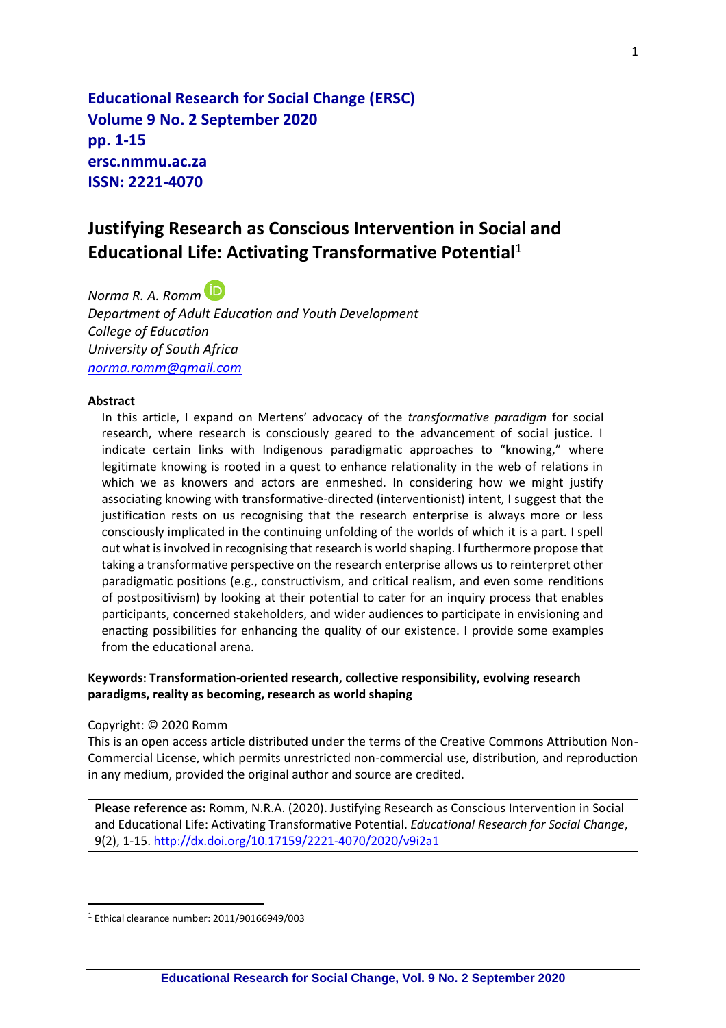**Educational Research for Social Change (ERSC)**
**Volume 9 No. 2 September 2020**
**pp. 1-15**
**ersc.nmmu.ac.za**
**ISSN: 2221-4070**

# Justifying Research as Conscious Intervention in Social and Educational Life: Activating Transformative Potential[1]

*Norma R. A. Romm*
*Department of Adult Education and Youth Development*
*College of Education*
*University of South Africa*
*norma.romm@gmail.com*

**Abstract**

In this article, I expand on Mertens' advocacy of the *transformative paradigm* for social research, where research is consciously geared to the advancement of social justice. I indicate certain links with Indigenous paradigmatic approaches to "knowing," where legitimate knowing is rooted in a quest to enhance relationality in the web of relations in which we as knowers and actors are enmeshed. In considering how we might justify associating knowing with transformative-directed (interventionist) intent, I suggest that the justification rests on us recognising that the research enterprise is always more or less consciously implicated in the continuing unfolding of the worlds of which it is a part. I spell out what is involved in recognising that research is world shaping. I furthermore propose that taking a transformative perspective on the research enterprise allows us to reinterpret other paradigmatic positions (e.g., constructivism, and critical realism, and even some renditions of postpositivism) by looking at their potential to cater for an inquiry process that enables participants, concerned stakeholders, and wider audiences to participate in envisioning and enacting possibilities for enhancing the quality of our existence. I provide some examples from the educational arena.

**Keywords: Transformation-oriented research, collective responsibility, evolving research paradigms, reality as becoming, research as world shaping**

Copyright: © 2020 Romm
This is an open access article distributed under the terms of the Creative Commons Attribution Non-Commercial License, which permits unrestricted non-commercial use, distribution, and reproduction in any medium, provided the original author and source are credited.

**Please reference as:** Romm, N.R.A. (2020). Justifying Research as Conscious Intervention in Social and Educational Life: Activating Transformative Potential. *Educational Research for Social Change*, 9(2), 1-15. http://dx.doi.org/10.17159/2221-4070/2020/v9i2a1

[1] Ethical clearance number: 2011/90166949/003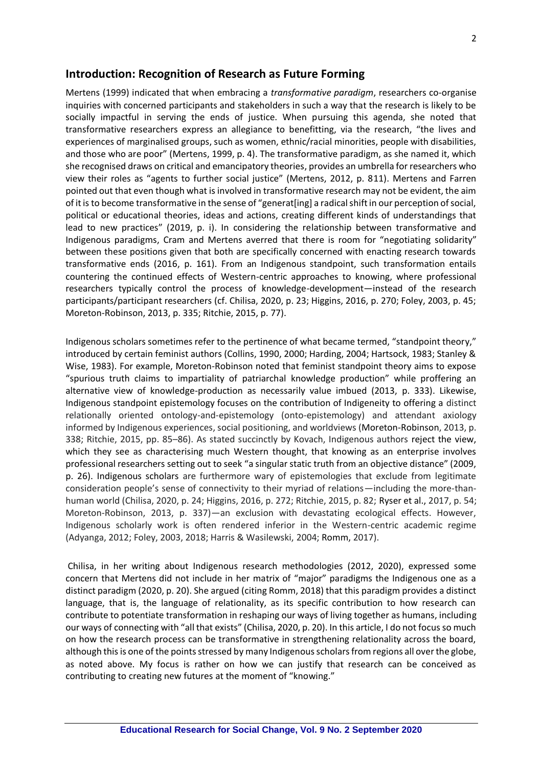## Introduction: Recognition of Research as Future Forming

Mertens (1999) indicated that when embracing a *transformative paradigm*, researchers co-organise inquiries with concerned participants and stakeholders in such a way that the research is likely to be socially impactful in serving the ends of justice. When pursuing this agenda, she noted that transformative researchers express an allegiance to benefitting, via the research, "the lives and experiences of marginalised groups, such as women, ethnic/racial minorities, people with disabilities, and those who are poor" (Mertens, 1999, p. 4). The transformative paradigm, as she named it, which she recognised draws on critical and emancipatory theories, provides an umbrella for researchers who view their roles as "agents to further social justice" (Mertens, 2012, p. 811). Mertens and Farren pointed out that even though what is involved in transformative research may not be evident, the aim of it is to become transformative in the sense of "generat[ing] a radical shift in our perception of social, political or educational theories, ideas and actions, creating different kinds of understandings that lead to new practices" (2019, p. i). In considering the relationship between transformative and Indigenous paradigms, Cram and Mertens averred that there is room for "negotiating solidarity" between these positions given that both are specifically concerned with enacting research towards transformative ends (2016, p. 161). From an Indigenous standpoint, such transformation entails countering the continued effects of Western-centric approaches to knowing, where professional researchers typically control the process of knowledge-development—instead of the research participants/participant researchers (cf. Chilisa, 2020, p. 23; Higgins, 2016, p. 270; Foley, 2003, p. 45; Moreton-Robinson, 2013, p. 335; Ritchie, 2015, p. 77).

Indigenous scholars sometimes refer to the pertinence of what became termed, "standpoint theory," introduced by certain feminist authors (Collins, 1990, 2000; Harding, 2004; Hartsock, 1983; Stanley & Wise, 1983). For example, Moreton-Robinson noted that feminist standpoint theory aims to expose "spurious truth claims to impartiality of patriarchal knowledge production" while proffering an alternative view of knowledge-production as necessarily value imbued (2013, p. 333). Likewise, Indigenous standpoint epistemology focuses on the contribution of Indigeneity to offering a distinct relationally oriented ontology-and-epistemology (onto-epistemology) and attendant axiology informed by Indigenous experiences, social positioning, and worldviews (Moreton-Robinson, 2013, p. 338; Ritchie, 2015, pp. 85–86). As stated succinctly by Kovach, Indigenous authors reject the view, which they see as characterising much Western thought, that knowing as an enterprise involves professional researchers setting out to seek "a singular static truth from an objective distance" (2009, p. 26). Indigenous scholars are furthermore wary of epistemologies that exclude from legitimate consideration people's sense of connectivity to their myriad of relations—including the more-than-human world (Chilisa, 2020, p. 24; Higgins, 2016, p. 272; Ritchie, 2015, p. 82; Ryser et al., 2017, p. 54; Moreton-Robinson, 2013, p. 337)—an exclusion with devastating ecological effects. However, Indigenous scholarly work is often rendered inferior in the Western-centric academic regime (Adyanga, 2012; Foley, 2003, 2018; Harris & Wasilewski, 2004; Romm, 2017).

Chilisa, in her writing about Indigenous research methodologies (2012, 2020), expressed some concern that Mertens did not include in her matrix of "major" paradigms the Indigenous one as a distinct paradigm (2020, p. 20). She argued (citing Romm, 2018) that this paradigm provides a distinct language, that is, the language of relationality, as its specific contribution to how research can contribute to potentiate transformation in reshaping our ways of living together as humans, including our ways of connecting with "all that exists" (Chilisa, 2020, p. 20). In this article, I do not focus so much on how the research process can be transformative in strengthening relationality across the board, although this is one of the points stressed by many Indigenous scholars from regions all over the globe, as noted above. My focus is rather on how we can justify that research can be conceived as contributing to creating new futures at the moment of "knowing."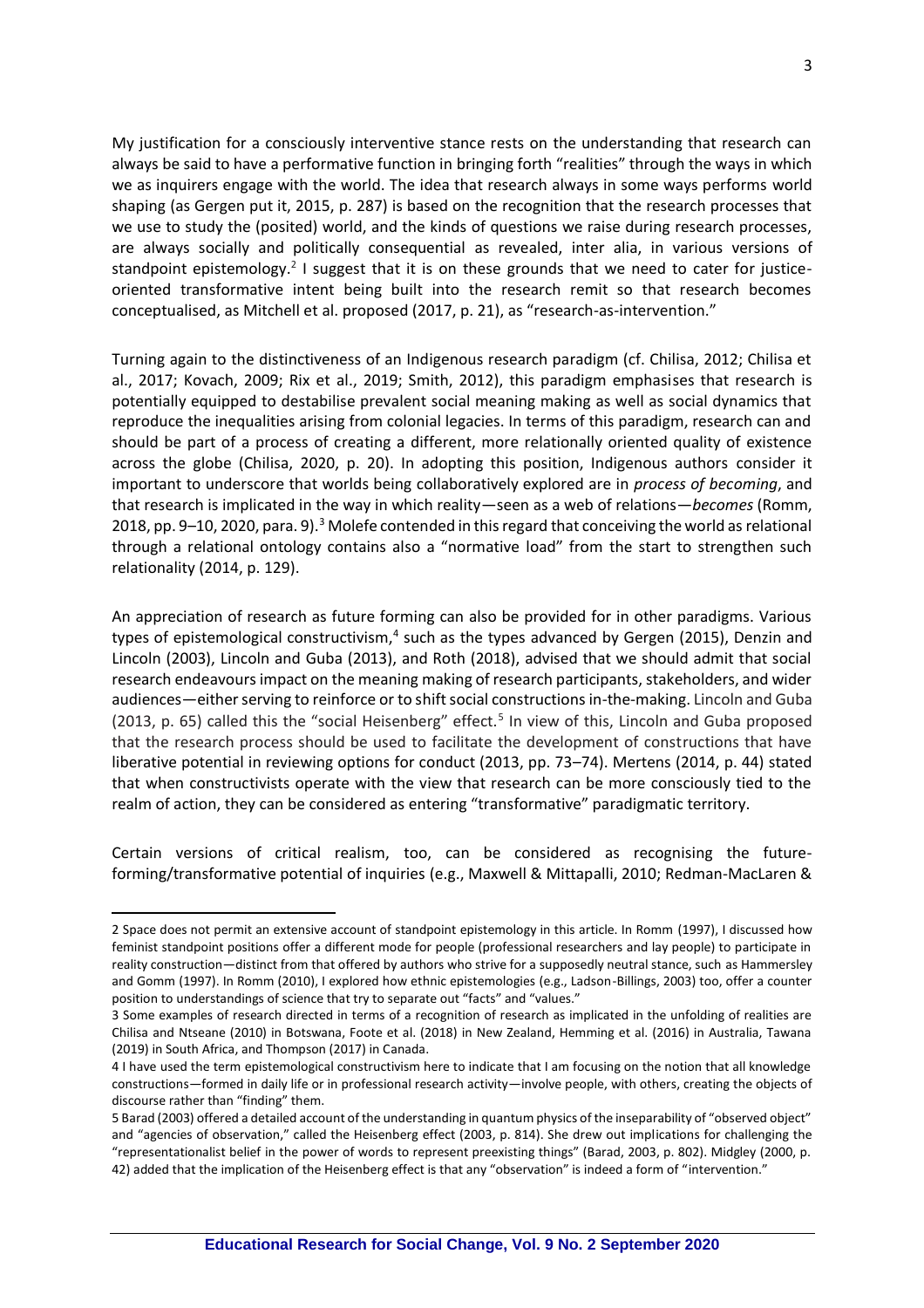My justification for a consciously interventive stance rests on the understanding that research can always be said to have a performative function in bringing forth "realities" through the ways in which we as inquirers engage with the world. The idea that research always in some ways performs world shaping (as Gergen put it, 2015, p. 287) is based on the recognition that the research processes that we use to study the (posited) world, and the kinds of questions we raise during research processes, are always socially and politically consequential as revealed, inter alia, in various versions of standpoint epistemology.[2] I suggest that it is on these grounds that we need to cater for justice-oriented transformative intent being built into the research remit so that research becomes conceptualised, as Mitchell et al. proposed (2017, p. 21), as "research-as-intervention."

Turning again to the distinctiveness of an Indigenous research paradigm (cf. Chilisa, 2012; Chilisa et al., 2017; Kovach, 2009; Rix et al., 2019; Smith, 2012), this paradigm emphasises that research is potentially equipped to destabilise prevalent social meaning making as well as social dynamics that reproduce the inequalities arising from colonial legacies. In terms of this paradigm, research can and should be part of a process of creating a different, more relationally oriented quality of existence across the globe (Chilisa, 2020, p. 20). In adopting this position, Indigenous authors consider it important to underscore that worlds being collaboratively explored are in *process of becoming*, and that research is implicated in the way in which reality—seen as a web of relations—*becomes* (Romm, 2018, pp. 9–10, 2020, para. 9).[3] Molefe contended in this regard that conceiving the world as relational through a relational ontology contains also a "normative load" from the start to strengthen such relationality (2014, p. 129).

An appreciation of research as future forming can also be provided for in other paradigms. Various types of epistemological constructivism,[4] such as the types advanced by Gergen (2015), Denzin and Lincoln (2003), Lincoln and Guba (2013), and Roth (2018), advised that we should admit that social research endeavours impact on the meaning making of research participants, stakeholders, and wider audiences—either serving to reinforce or to shift social constructions in-the-making. Lincoln and Guba (2013, p. 65) called this the "social Heisenberg" effect.[5] In view of this, Lincoln and Guba proposed that the research process should be used to facilitate the development of constructions that have liberative potential in reviewing options for conduct (2013, pp. 73–74). Mertens (2014, p. 44) stated that when constructivists operate with the view that research can be more consciously tied to the realm of action, they can be considered as entering "transformative" paradigmatic territory.

Certain versions of critical realism, too, can be considered as recognising the future-forming/transformative potential of inquiries (e.g., Maxwell & Mittapalli, 2010; Redman-MacLaren &

---

2 Space does not permit an extensive account of standpoint epistemology in this article. In Romm (1997), I discussed how feminist standpoint positions offer a different mode for people (professional researchers and lay people) to participate in reality construction—distinct from that offered by authors who strive for a supposedly neutral stance, such as Hammersley and Gomm (1997). In Romm (2010), I explored how ethnic epistemologies (e.g., Ladson-Billings, 2003) too, offer a counter position to understandings of science that try to separate out "facts" and "values."

3 Some examples of research directed in terms of a recognition of research as implicated in the unfolding of realities are Chilisa and Ntseane (2010) in Botswana, Foote et al. (2018) in New Zealand, Hemming et al. (2016) in Australia, Tawana (2019) in South Africa, and Thompson (2017) in Canada.

4 I have used the term epistemological constructivism here to indicate that I am focusing on the notion that all knowledge constructions—formed in daily life or in professional research activity—involve people, with others, creating the objects of discourse rather than "finding" them.

5 Barad (2003) offered a detailed account of the understanding in quantum physics of the inseparability of "observed object" and "agencies of observation," called the Heisenberg effect (2003, p. 814). She drew out implications for challenging the "representationalist belief in the power of words to represent preexisting things" (Barad, 2003, p. 802). Midgley (2000, p. 42) added that the implication of the Heisenberg effect is that any "observation" is indeed a form of "intervention."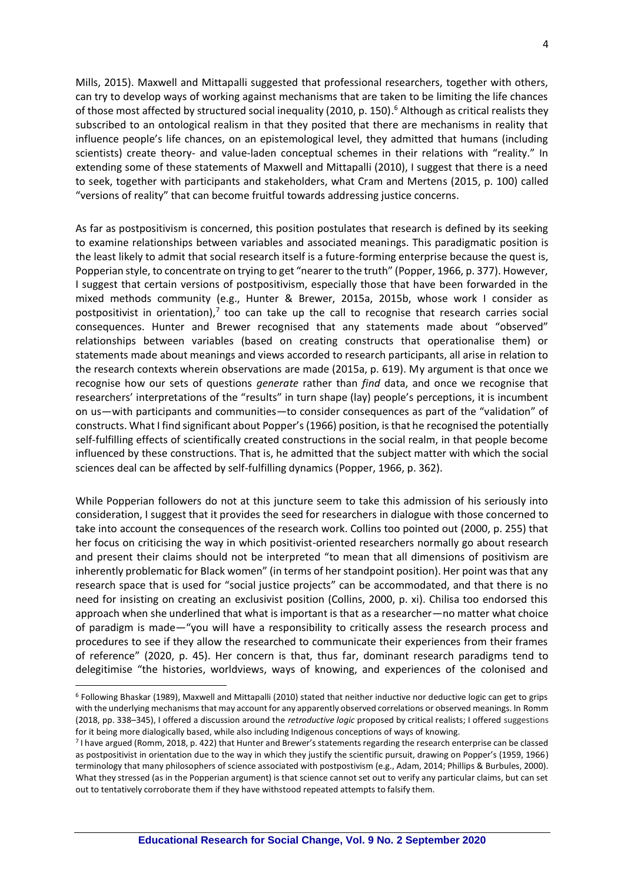Mills, 2015). Maxwell and Mittapalli suggested that professional researchers, together with others, can try to develop ways of working against mechanisms that are taken to be limiting the life chances of those most affected by structured social inequality (2010, p. 150).[6] Although as critical realists they subscribed to an ontological realism in that they posited that there are mechanisms in reality that influence people's life chances, on an epistemological level, they admitted that humans (including scientists) create theory- and value-laden conceptual schemes in their relations with "reality." In extending some of these statements of Maxwell and Mittapalli (2010), I suggest that there is a need to seek, together with participants and stakeholders, what Cram and Mertens (2015, p. 100) called "versions of reality" that can become fruitful towards addressing justice concerns.

As far as postpositivism is concerned, this position postulates that research is defined by its seeking to examine relationships between variables and associated meanings. This paradigmatic position is the least likely to admit that social research itself is a future-forming enterprise because the quest is, Popperian style, to concentrate on trying to get "nearer to the truth" (Popper, 1966, p. 377). However, I suggest that certain versions of postpositivism, especially those that have been forwarded in the mixed methods community (e.g., Hunter & Brewer, 2015a, 2015b, whose work I consider as postpositivist in orientation),[7] too can take up the call to recognise that research carries social consequences. Hunter and Brewer recognised that any statements made about "observed" relationships between variables (based on creating constructs that operationalise them) or statements made about meanings and views accorded to research participants, all arise in relation to the research contexts wherein observations are made (2015a, p. 619). My argument is that once we recognise how our sets of questions *generate* rather than *find* data, and once we recognise that researchers' interpretations of the "results" in turn shape (lay) people's perceptions, it is incumbent on us—with participants and communities—to consider consequences as part of the "validation" of constructs. What I find significant about Popper's (1966) position, is that he recognised the potentially self-fulfilling effects of scientifically created constructions in the social realm, in that people become influenced by these constructions. That is, he admitted that the subject matter with which the social sciences deal can be affected by self-fulfilling dynamics (Popper, 1966, p. 362).

While Popperian followers do not at this juncture seem to take this admission of his seriously into consideration, I suggest that it provides the seed for researchers in dialogue with those concerned to take into account the consequences of the research work. Collins too pointed out (2000, p. 255) that her focus on criticising the way in which positivist-oriented researchers normally go about research and present their claims should not be interpreted "to mean that all dimensions of positivism are inherently problematic for Black women" (in terms of her standpoint position). Her point was that any research space that is used for "social justice projects" can be accommodated, and that there is no need for insisting on creating an exclusivist position (Collins, 2000, p. xi). Chilisa too endorsed this approach when she underlined that what is important is that as a researcher—no matter what choice of paradigm is made—"you will have a responsibility to critically assess the research process and procedures to see if they allow the researched to communicate their experiences from their frames of reference" (2020, p. 45). Her concern is that, thus far, dominant research paradigms tend to delegitimise "the histories, worldviews, ways of knowing, and experiences of the colonised and

---

[6] Following Bhaskar (1989), Maxwell and Mittapalli (2010) stated that neither inductive nor deductive logic can get to grips with the underlying mechanisms that may account for any apparently observed correlations or observed meanings. In Romm (2018, pp. 338–345), I offered a discussion around the *retroductive logic* proposed by critical realists; I offered suggestions for it being more dialogically based, while also including Indigenous conceptions of ways of knowing.

[7] I have argued (Romm, 2018, p. 422) that Hunter and Brewer's statements regarding the research enterprise can be classed as postpositivist in orientation due to the way in which they justify the scientific pursuit, drawing on Popper's (1959, 1966) terminology that many philosophers of science associated with postpostivism (e.g., Adam, 2014; Phillips & Burbules, 2000). What they stressed (as in the Popperian argument) is that science cannot set out to verify any particular claims, but can set out to tentatively corroborate them if they have withstood repeated attempts to falsify them.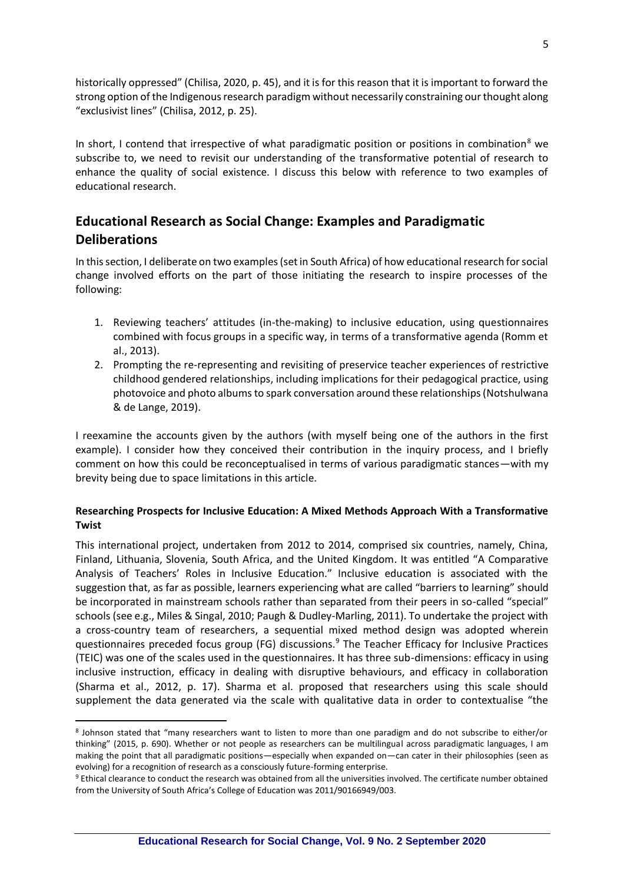historically oppressed" (Chilisa, 2020, p. 45), and it is for this reason that it is important to forward the strong option of the Indigenous research paradigm without necessarily constraining our thought along "exclusivist lines" (Chilisa, 2012, p. 25).

In short, I contend that irrespective of what paradigmatic position or positions in combination[8] we subscribe to, we need to revisit our understanding of the transformative potential of research to enhance the quality of social existence. I discuss this below with reference to two examples of educational research.

## Educational Research as Social Change: Examples and Paradigmatic Deliberations

In this section, I deliberate on two examples (set in South Africa) of how educational research for social change involved efforts on the part of those initiating the research to inspire processes of the following:

1. Reviewing teachers' attitudes (in-the-making) to inclusive education, using questionnaires combined with focus groups in a specific way, in terms of a transformative agenda (Romm et al., 2013).
2. Prompting the re-representing and revisiting of preservice teacher experiences of restrictive childhood gendered relationships, including implications for their pedagogical practice, using photovoice and photo albums to spark conversation around these relationships (Notshulwana & de Lange, 2019).

I reexamine the accounts given by the authors (with myself being one of the authors in the first example). I consider how they conceived their contribution in the inquiry process, and I briefly comment on how this could be reconceptualised in terms of various paradigmatic stances—with my brevity being due to space limitations in this article.

### Researching Prospects for Inclusive Education: A Mixed Methods Approach With a Transformative Twist

This international project, undertaken from 2012 to 2014, comprised six countries, namely, China, Finland, Lithuania, Slovenia, South Africa, and the United Kingdom. It was entitled "A Comparative Analysis of Teachers' Roles in Inclusive Education." Inclusive education is associated with the suggestion that, as far as possible, learners experiencing what are called "barriers to learning" should be incorporated in mainstream schools rather than separated from their peers in so-called "special" schools (see e.g., Miles & Singal, 2010; Paugh & Dudley-Marling, 2011). To undertake the project with a cross-country team of researchers, a sequential mixed method design was adopted wherein questionnaires preceded focus group (FG) discussions.[9] The Teacher Efficacy for Inclusive Practices (TEIC) was one of the scales used in the questionnaires. It has three sub-dimensions: efficacy in using inclusive instruction, efficacy in dealing with disruptive behaviours, and efficacy in collaboration (Sharma et al., 2012, p. 17). Sharma et al. proposed that researchers using this scale should supplement the data generated via the scale with qualitative data in order to contextualise "the

[8] Johnson stated that "many researchers want to listen to more than one paradigm and do not subscribe to either/or thinking" (2015, p. 690). Whether or not people as researchers can be multilingual across paradigmatic languages, I am making the point that all paradigmatic positions—especially when expanded on—can cater in their philosophies (seen as evolving) for a recognition of research as a consciously future-forming enterprise.

[9] Ethical clearance to conduct the research was obtained from all the universities involved. The certificate number obtained from the University of South Africa's College of Education was 2011/90166949/003.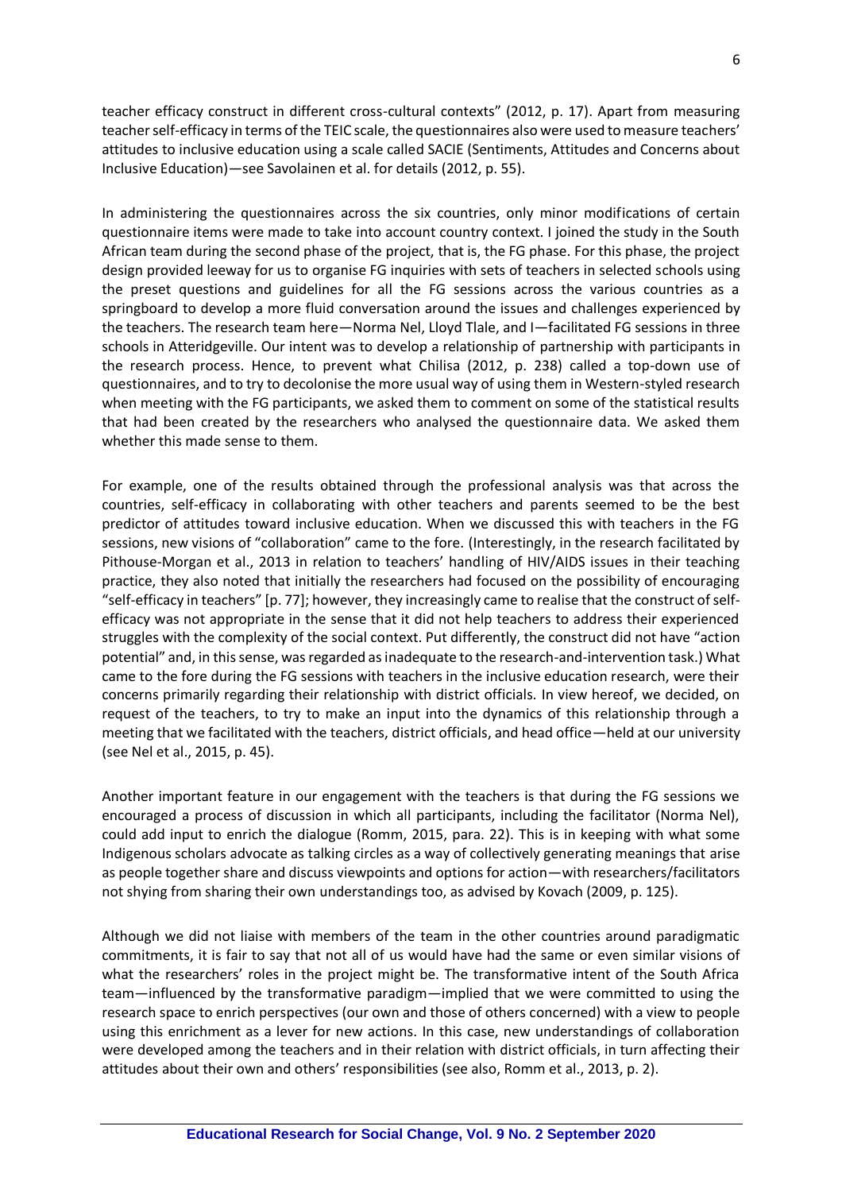teacher efficacy construct in different cross-cultural contexts" (2012, p. 17). Apart from measuring teacher self-efficacy in terms of the TEIC scale, the questionnaires also were used to measure teachers' attitudes to inclusive education using a scale called SACIE (Sentiments, Attitudes and Concerns about Inclusive Education)—see Savolainen et al. for details (2012, p. 55).

In administering the questionnaires across the six countries, only minor modifications of certain questionnaire items were made to take into account country context. I joined the study in the South African team during the second phase of the project, that is, the FG phase. For this phase, the project design provided leeway for us to organise FG inquiries with sets of teachers in selected schools using the preset questions and guidelines for all the FG sessions across the various countries as a springboard to develop a more fluid conversation around the issues and challenges experienced by the teachers. The research team here—Norma Nel, Lloyd Tlale, and I—facilitated FG sessions in three schools in Atteridgeville. Our intent was to develop a relationship of partnership with participants in the research process. Hence, to prevent what Chilisa (2012, p. 238) called a top-down use of questionnaires, and to try to decolonise the more usual way of using them in Western-styled research when meeting with the FG participants, we asked them to comment on some of the statistical results that had been created by the researchers who analysed the questionnaire data. We asked them whether this made sense to them.

For example, one of the results obtained through the professional analysis was that across the countries, self-efficacy in collaborating with other teachers and parents seemed to be the best predictor of attitudes toward inclusive education. When we discussed this with teachers in the FG sessions, new visions of "collaboration" came to the fore. (Interestingly, in the research facilitated by Pithouse-Morgan et al., 2013 in relation to teachers' handling of HIV/AIDS issues in their teaching practice, they also noted that initially the researchers had focused on the possibility of encouraging "self-efficacy in teachers" [p. 77]; however, they increasingly came to realise that the construct of self-efficacy was not appropriate in the sense that it did not help teachers to address their experienced struggles with the complexity of the social context. Put differently, the construct did not have "action potential" and, in this sense, was regarded as inadequate to the research-and-intervention task.) What came to the fore during the FG sessions with teachers in the inclusive education research, were their concerns primarily regarding their relationship with district officials. In view hereof, we decided, on request of the teachers, to try to make an input into the dynamics of this relationship through a meeting that we facilitated with the teachers, district officials, and head office—held at our university (see Nel et al., 2015, p. 45).

Another important feature in our engagement with the teachers is that during the FG sessions we encouraged a process of discussion in which all participants, including the facilitator (Norma Nel), could add input to enrich the dialogue (Romm, 2015, para. 22). This is in keeping with what some Indigenous scholars advocate as talking circles as a way of collectively generating meanings that arise as people together share and discuss viewpoints and options for action—with researchers/facilitators not shying from sharing their own understandings too, as advised by Kovach (2009, p. 125).

Although we did not liaise with members of the team in the other countries around paradigmatic commitments, it is fair to say that not all of us would have had the same or even similar visions of what the researchers' roles in the project might be. The transformative intent of the South Africa team—influenced by the transformative paradigm—implied that we were committed to using the research space to enrich perspectives (our own and those of others concerned) with a view to people using this enrichment as a lever for new actions. In this case, new understandings of collaboration were developed among the teachers and in their relation with district officials, in turn affecting their attitudes about their own and others' responsibilities (see also, Romm et al., 2013, p. 2).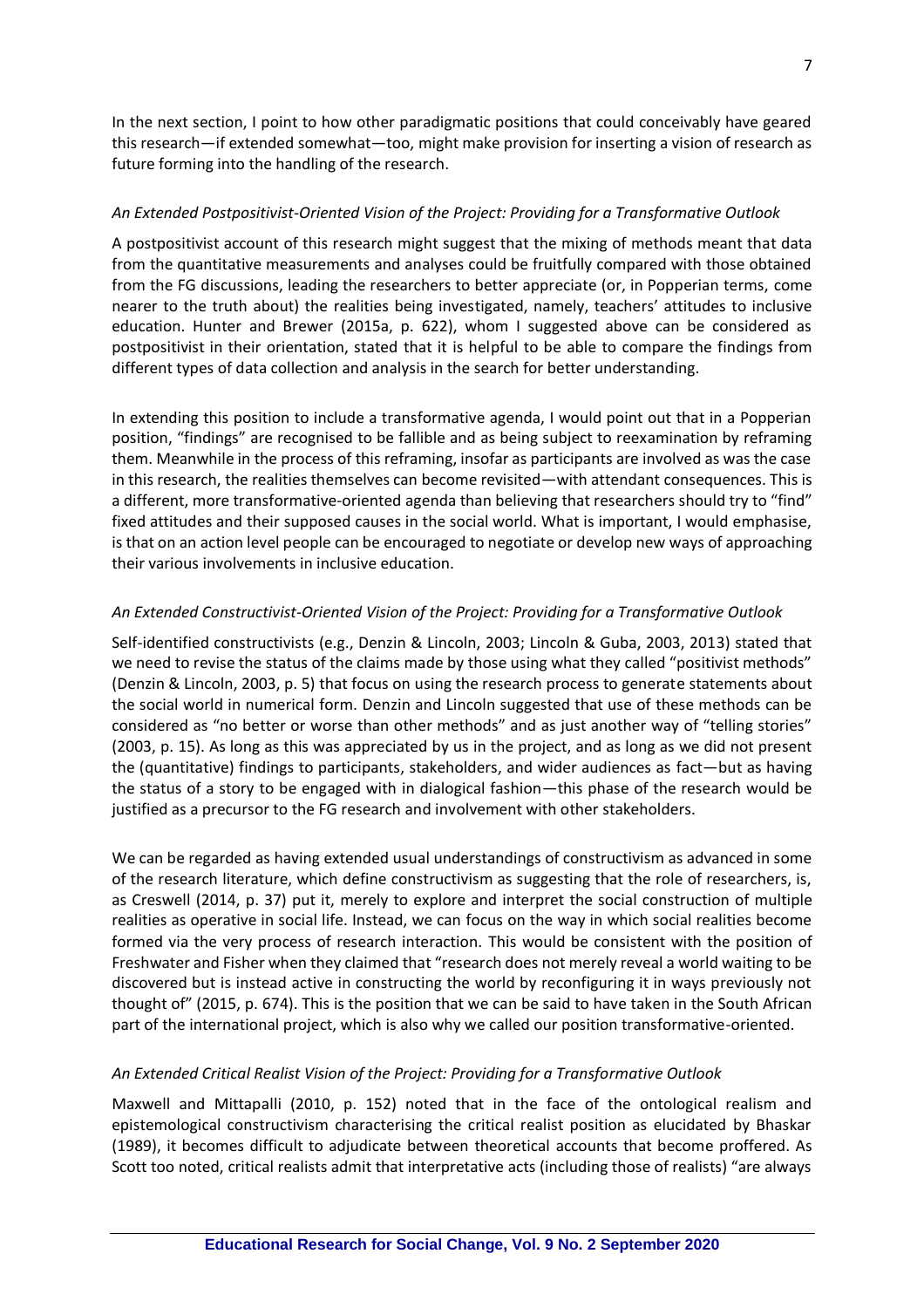In the next section, I point to how other paradigmatic positions that could conceivably have geared this research—if extended somewhat—too, might make provision for inserting a vision of research as future forming into the handling of the research.

### *An Extended Postpositivist-Oriented Vision of the Project: Providing for a Transformative Outlook*

A postpositivist account of this research might suggest that the mixing of methods meant that data from the quantitative measurements and analyses could be fruitfully compared with those obtained from the FG discussions, leading the researchers to better appreciate (or, in Popperian terms, come nearer to the truth about) the realities being investigated, namely, teachers' attitudes to inclusive education. Hunter and Brewer (2015a, p. 622), whom I suggested above can be considered as postpositivist in their orientation, stated that it is helpful to be able to compare the findings from different types of data collection and analysis in the search for better understanding.

In extending this position to include a transformative agenda, I would point out that in a Popperian position, "findings" are recognised to be fallible and as being subject to reexamination by reframing them. Meanwhile in the process of this reframing, insofar as participants are involved as was the case in this research, the realities themselves can become revisited—with attendant consequences. This is a different, more transformative-oriented agenda than believing that researchers should try to "find" fixed attitudes and their supposed causes in the social world. What is important, I would emphasise, is that on an action level people can be encouraged to negotiate or develop new ways of approaching their various involvements in inclusive education.

### *An Extended Constructivist-Oriented Vision of the Project: Providing for a Transformative Outlook*

Self-identified constructivists (e.g., Denzin & Lincoln, 2003; Lincoln & Guba, 2003, 2013) stated that we need to revise the status of the claims made by those using what they called "positivist methods" (Denzin & Lincoln, 2003, p. 5) that focus on using the research process to generate statements about the social world in numerical form. Denzin and Lincoln suggested that use of these methods can be considered as "no better or worse than other methods" and as just another way of "telling stories" (2003, p. 15). As long as this was appreciated by us in the project, and as long as we did not present the (quantitative) findings to participants, stakeholders, and wider audiences as fact—but as having the status of a story to be engaged with in dialogical fashion—this phase of the research would be justified as a precursor to the FG research and involvement with other stakeholders.

We can be regarded as having extended usual understandings of constructivism as advanced in some of the research literature, which define constructivism as suggesting that the role of researchers, is, as Creswell (2014, p. 37) put it, merely to explore and interpret the social construction of multiple realities as operative in social life. Instead, we can focus on the way in which social realities become formed via the very process of research interaction. This would be consistent with the position of Freshwater and Fisher when they claimed that "research does not merely reveal a world waiting to be discovered but is instead active in constructing the world by reconfiguring it in ways previously not thought of" (2015, p. 674). This is the position that we can be said to have taken in the South African part of the international project, which is also why we called our position transformative-oriented.

### *An Extended Critical Realist Vision of the Project: Providing for a Transformative Outlook*

Maxwell and Mittapalli (2010, p. 152) noted that in the face of the ontological realism and epistemological constructivism characterising the critical realist position as elucidated by Bhaskar (1989), it becomes difficult to adjudicate between theoretical accounts that become proffered. As Scott too noted, critical realists admit that interpretative acts (including those of realists) "are always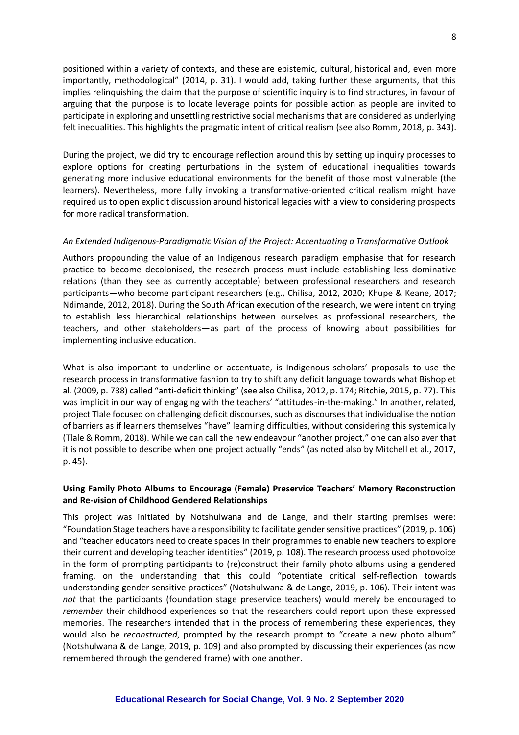positioned within a variety of contexts, and these are epistemic, cultural, historical and, even more importantly, methodological" (2014, p. 31). I would add, taking further these arguments, that this implies relinquishing the claim that the purpose of scientific inquiry is to find structures, in favour of arguing that the purpose is to locate leverage points for possible action as people are invited to participate in exploring and unsettling restrictive social mechanisms that are considered as underlying felt inequalities. This highlights the pragmatic intent of critical realism (see also Romm, 2018, p. 343).

During the project, we did try to encourage reflection around this by setting up inquiry processes to explore options for creating perturbations in the system of educational inequalities towards generating more inclusive educational environments for the benefit of those most vulnerable (the learners). Nevertheless, more fully invoking a transformative-oriented critical realism might have required us to open explicit discussion around historical legacies with a view to considering prospects for more radical transformation.

*An Extended Indigenous-Paradigmatic Vision of the Project: Accentuating a Transformative Outlook*

Authors propounding the value of an Indigenous research paradigm emphasise that for research practice to become decolonised, the research process must include establishing less dominative relations (than they see as currently acceptable) between professional researchers and research participants—who become participant researchers (e.g., Chilisa, 2012, 2020; Khupe & Keane, 2017; Ndimande, 2012, 2018). During the South African execution of the research, we were intent on trying to establish less hierarchical relationships between ourselves as professional researchers, the teachers, and other stakeholders—as part of the process of knowing about possibilities for implementing inclusive education.

What is also important to underline or accentuate, is Indigenous scholars' proposals to use the research process in transformative fashion to try to shift any deficit language towards what Bishop et al. (2009, p. 738) called "anti-deficit thinking" (see also Chilisa, 2012, p. 174; Ritchie, 2015, p. 77). This was implicit in our way of engaging with the teachers' "attitudes-in-the-making." In another, related, project Tlale focused on challenging deficit discourses, such as discourses that individualise the notion of barriers as if learners themselves "have" learning difficulties, without considering this systemically (Tlale & Romm, 2018). While we can call the new endeavour "another project," one can also aver that it is not possible to describe when one project actually "ends" (as noted also by Mitchell et al., 2017, p. 45).

**Using Family Photo Albums to Encourage (Female) Preservice Teachers' Memory Reconstruction and Re-vision of Childhood Gendered Relationships**

This project was initiated by Notshulwana and de Lange, and their starting premises were: "Foundation Stage teachers have a responsibility to facilitate gender sensitive practices" (2019, p. 106) and "teacher educators need to create spaces in their programmes to enable new teachers to explore their current and developing teacher identities" (2019, p. 108). The research process used photovoice in the form of prompting participants to (re)construct their family photo albums using a gendered framing, on the understanding that this could "potentiate critical self-reflection towards understanding gender sensitive practices" (Notshulwana & de Lange, 2019, p. 106). Their intent was *not* that the participants (foundation stage preservice teachers) would merely be encouraged to *remember* their childhood experiences so that the researchers could report upon these expressed memories. The researchers intended that in the process of remembering these experiences, they would also be *reconstructed*, prompted by the research prompt to "create a new photo album" (Notshulwana & de Lange, 2019, p. 109) and also prompted by discussing their experiences (as now remembered through the gendered frame) with one another.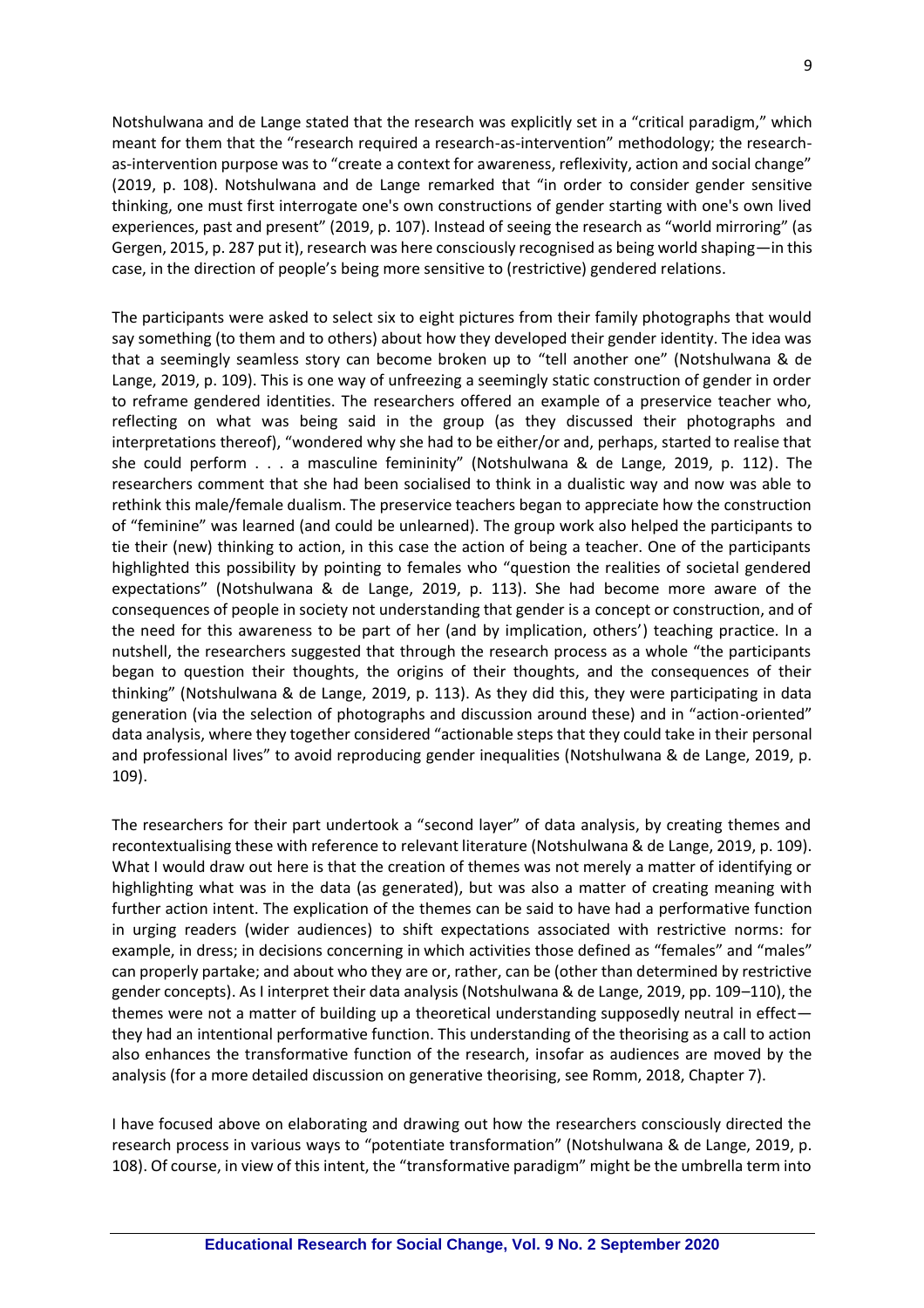Notshulwana and de Lange stated that the research was explicitly set in a "critical paradigm," which meant for them that the "research required a research-as-intervention" methodology; the research-as-intervention purpose was to "create a context for awareness, reflexivity, action and social change" (2019, p. 108). Notshulwana and de Lange remarked that "in order to consider gender sensitive thinking, one must first interrogate one's own constructions of gender starting with one's own lived experiences, past and present" (2019, p. 107). Instead of seeing the research as "world mirroring" (as Gergen, 2015, p. 287 put it), research was here consciously recognised as being world shaping—in this case, in the direction of people's being more sensitive to (restrictive) gendered relations.

The participants were asked to select six to eight pictures from their family photographs that would say something (to them and to others) about how they developed their gender identity. The idea was that a seemingly seamless story can become broken up to "tell another one" (Notshulwana & de Lange, 2019, p. 109). This is one way of unfreezing a seemingly static construction of gender in order to reframe gendered identities. The researchers offered an example of a preservice teacher who, reflecting on what was being said in the group (as they discussed their photographs and interpretations thereof), "wondered why she had to be either/or and, perhaps, started to realise that she could perform . . . a masculine femininity" (Notshulwana & de Lange, 2019, p. 112). The researchers comment that she had been socialised to think in a dualistic way and now was able to rethink this male/female dualism. The preservice teachers began to appreciate how the construction of "feminine" was learned (and could be unlearned). The group work also helped the participants to tie their (new) thinking to action, in this case the action of being a teacher. One of the participants highlighted this possibility by pointing to females who "question the realities of societal gendered expectations" (Notshulwana & de Lange, 2019, p. 113). She had become more aware of the consequences of people in society not understanding that gender is a concept or construction, and of the need for this awareness to be part of her (and by implication, others') teaching practice. In a nutshell, the researchers suggested that through the research process as a whole "the participants began to question their thoughts, the origins of their thoughts, and the consequences of their thinking" (Notshulwana & de Lange, 2019, p. 113). As they did this, they were participating in data generation (via the selection of photographs and discussion around these) and in "action-oriented" data analysis, where they together considered "actionable steps that they could take in their personal and professional lives" to avoid reproducing gender inequalities (Notshulwana & de Lange, 2019, p. 109).

The researchers for their part undertook a "second layer" of data analysis, by creating themes and recontextualising these with reference to relevant literature (Notshulwana & de Lange, 2019, p. 109). What I would draw out here is that the creation of themes was not merely a matter of identifying or highlighting what was in the data (as generated), but was also a matter of creating meaning with further action intent. The explication of the themes can be said to have had a performative function in urging readers (wider audiences) to shift expectations associated with restrictive norms: for example, in dress; in decisions concerning in which activities those defined as "females" and "males" can properly partake; and about who they are or, rather, can be (other than determined by restrictive gender concepts). As I interpret their data analysis (Notshulwana & de Lange, 2019, pp. 109–110), the themes were not a matter of building up a theoretical understanding supposedly neutral in effect—they had an intentional performative function. This understanding of the theorising as a call to action also enhances the transformative function of the research, insofar as audiences are moved by the analysis (for a more detailed discussion on generative theorising, see Romm, 2018, Chapter 7).

I have focused above on elaborating and drawing out how the researchers consciously directed the research process in various ways to "potentiate transformation" (Notshulwana & de Lange, 2019, p. 108). Of course, in view of this intent, the "transformative paradigm" might be the umbrella term into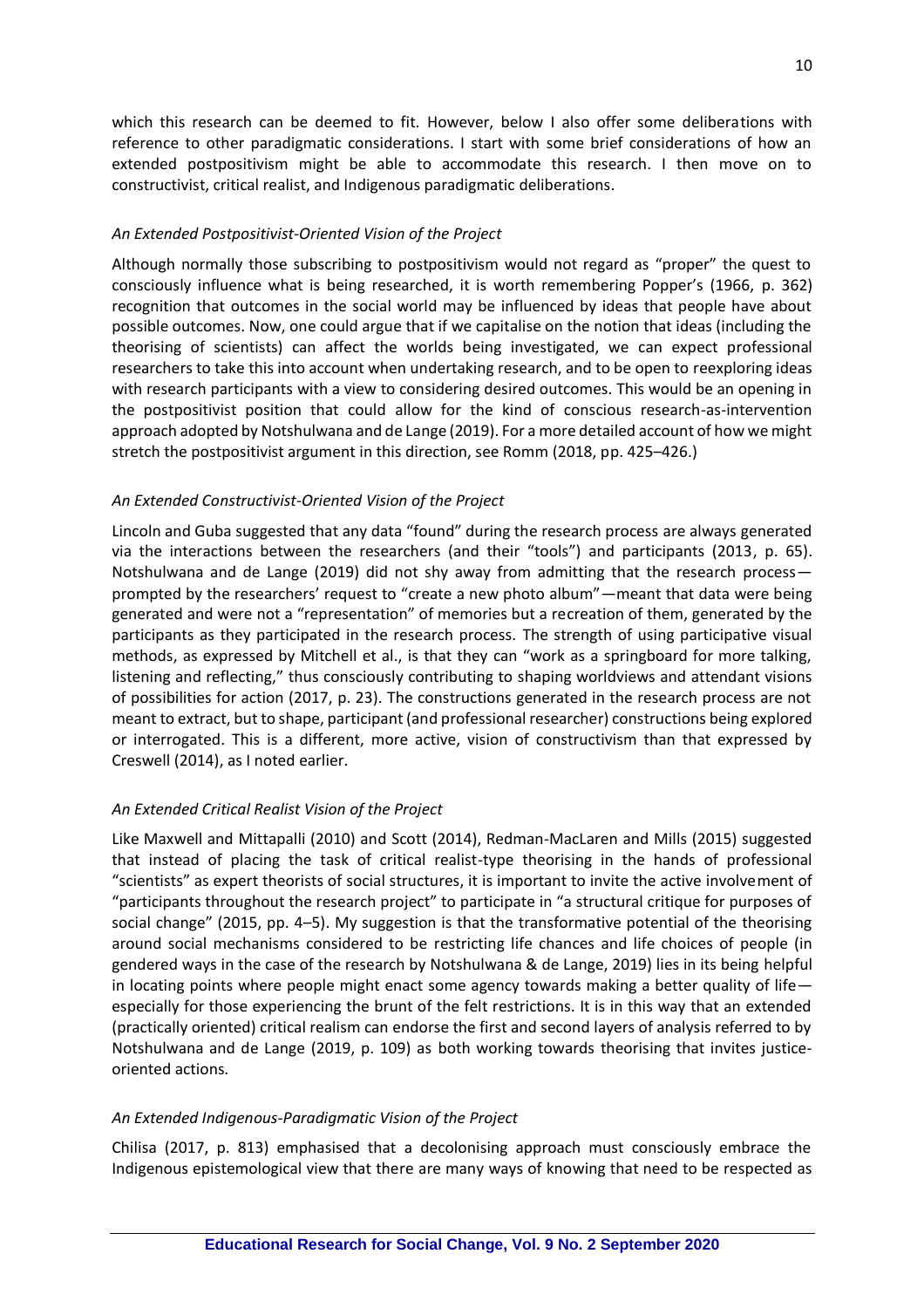which this research can be deemed to fit. However, below I also offer some deliberations with reference to other paradigmatic considerations. I start with some brief considerations of how an extended postpositivism might be able to accommodate this research. I then move on to constructivist, critical realist, and Indigenous paradigmatic deliberations.

### *An Extended Postpositivist-Oriented Vision of the Project*

Although normally those subscribing to postpositivism would not regard as "proper" the quest to consciously influence what is being researched, it is worth remembering Popper's (1966, p. 362) recognition that outcomes in the social world may be influenced by ideas that people have about possible outcomes. Now, one could argue that if we capitalise on the notion that ideas (including the theorising of scientists) can affect the worlds being investigated, we can expect professional researchers to take this into account when undertaking research, and to be open to reexploring ideas with research participants with a view to considering desired outcomes. This would be an opening in the postpositivist position that could allow for the kind of conscious research-as-intervention approach adopted by Notshulwana and de Lange (2019). For a more detailed account of how we might stretch the postpositivist argument in this direction, see Romm (2018, pp. 425–426.)

### *An Extended Constructivist-Oriented Vision of the Project*

Lincoln and Guba suggested that any data "found" during the research process are always generated via the interactions between the researchers (and their "tools") and participants (2013, p. 65). Notshulwana and de Lange (2019) did not shy away from admitting that the research process—prompted by the researchers' request to "create a new photo album"—meant that data were being generated and were not a "representation" of memories but a recreation of them, generated by the participants as they participated in the research process. The strength of using participative visual methods, as expressed by Mitchell et al., is that they can "work as a springboard for more talking, listening and reflecting," thus consciously contributing to shaping worldviews and attendant visions of possibilities for action (2017, p. 23). The constructions generated in the research process are not meant to extract, but to shape, participant (and professional researcher) constructions being explored or interrogated. This is a different, more active, vision of constructivism than that expressed by Creswell (2014), as I noted earlier.

### *An Extended Critical Realist Vision of the Project*

Like Maxwell and Mittapalli (2010) and Scott (2014), Redman-MacLaren and Mills (2015) suggested that instead of placing the task of critical realist-type theorising in the hands of professional "scientists" as expert theorists of social structures, it is important to invite the active involvement of "participants throughout the research project" to participate in "a structural critique for purposes of social change" (2015, pp. 4–5). My suggestion is that the transformative potential of the theorising around social mechanisms considered to be restricting life chances and life choices of people (in gendered ways in the case of the research by Notshulwana & de Lange, 2019) lies in its being helpful in locating points where people might enact some agency towards making a better quality of life—especially for those experiencing the brunt of the felt restrictions. It is in this way that an extended (practically oriented) critical realism can endorse the first and second layers of analysis referred to by Notshulwana and de Lange (2019, p. 109) as both working towards theorising that invites justice-oriented actions.

### *An Extended Indigenous-Paradigmatic Vision of the Project*

Chilisa (2017, p. 813) emphasised that a decolonising approach must consciously embrace the Indigenous epistemological view that there are many ways of knowing that need to be respected as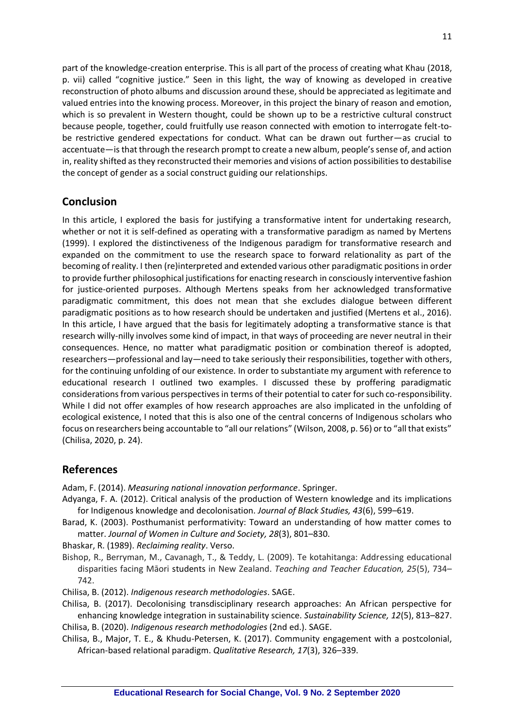part of the knowledge-creation enterprise. This is all part of the process of creating what Khau (2018, p. vii) called "cognitive justice." Seen in this light, the way of knowing as developed in creative reconstruction of photo albums and discussion around these, should be appreciated as legitimate and valued entries into the knowing process. Moreover, in this project the binary of reason and emotion, which is so prevalent in Western thought, could be shown up to be a restrictive cultural construct because people, together, could fruitfully use reason connected with emotion to interrogate felt-to-be restrictive gendered expectations for conduct. What can be drawn out further—as crucial to accentuate—is that through the research prompt to create a new album, people's sense of, and action in, reality shifted as they reconstructed their memories and visions of action possibilities to destabilise the concept of gender as a social construct guiding our relationships.

## Conclusion

In this article, I explored the basis for justifying a transformative intent for undertaking research, whether or not it is self-defined as operating with a transformative paradigm as named by Mertens (1999). I explored the distinctiveness of the Indigenous paradigm for transformative research and expanded on the commitment to use the research space to forward relationality as part of the becoming of reality. I then (re)interpreted and extended various other paradigmatic positions in order to provide further philosophical justifications for enacting research in consciously interventive fashion for justice-oriented purposes. Although Mertens speaks from her acknowledged transformative paradigmatic commitment, this does not mean that she excludes dialogue between different paradigmatic positions as to how research should be undertaken and justified (Mertens et al., 2016). In this article, I have argued that the basis for legitimately adopting a transformative stance is that research willy-nilly involves some kind of impact, in that ways of proceeding are never neutral in their consequences. Hence, no matter what paradigmatic position or combination thereof is adopted, researchers—professional and lay—need to take seriously their responsibilities, together with others, for the continuing unfolding of our existence. In order to substantiate my argument with reference to educational research I outlined two examples. I discussed these by proffering paradigmatic considerations from various perspectives in terms of their potential to cater for such co-responsibility. While I did not offer examples of how research approaches are also implicated in the unfolding of ecological existence, I noted that this is also one of the central concerns of Indigenous scholars who focus on researchers being accountable to "all our relations" (Wilson, 2008, p. 56) or to "all that exists" (Chilisa, 2020, p. 24).

## References

Adam, F. (2014). *Measuring national innovation performance*. Springer.

Adyanga, F. A. (2012). Critical analysis of the production of Western knowledge and its implications for Indigenous knowledge and decolonisation. *Journal of Black Studies, 43*(6), 599–619.

Barad, K. (2003). Posthumanist performativity: Toward an understanding of how matter comes to matter. *Journal of Women in Culture and Society, 28*(3), 801–830.

Bhaskar, R. (1989). *Reclaiming reality*. Verso.

Bishop, R., Berryman, M., Cavanagh, T., & Teddy, L. (2009). Te kotahitanga: Addressing educational disparities facing Māori students in New Zealand. *Teaching and Teacher Education, 25*(5), 734–742.

Chilisa, B. (2012). *Indigenous research methodologies*. SAGE.

Chilisa, B. (2017). Decolonising transdisciplinary research approaches: An African perspective for enhancing knowledge integration in sustainability science. *Sustainability Science, 12*(5), 813–827.

Chilisa, B. (2020). *Indigenous research methodologies* (2nd ed.). SAGE.

Chilisa, B., Major, T. E., & Khudu-Petersen, K. (2017). Community engagement with a postcolonial, African-based relational paradigm. *Qualitative Research, 17*(3), 326–339.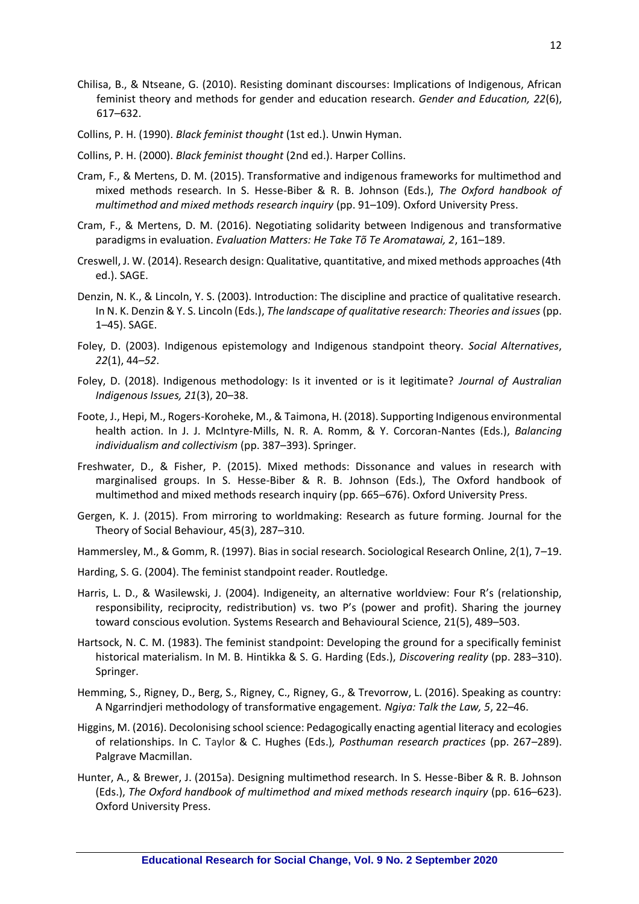Chilisa, B., & Ntseane, G. (2010). Resisting dominant discourses: Implications of Indigenous, African feminist theory and methods for gender and education research. *Gender and Education, 22*(6), 617–632.

Collins, P. H. (1990). *Black feminist thought* (1st ed.). Unwin Hyman.

Collins, P. H. (2000). *Black feminist thought* (2nd ed.). Harper Collins.

Cram, F., & Mertens, D. M. (2015). Transformative and indigenous frameworks for multimethod and mixed methods research. In S. Hesse-Biber & R. B. Johnson (Eds.), *The Oxford handbook of multimethod and mixed methods research inquiry* (pp. 91–109). Oxford University Press.

Cram, F., & Mertens, D. M. (2016). Negotiating solidarity between Indigenous and transformative paradigms in evaluation. *Evaluation Matters: He Take Tõ Te Aromatawai, 2*, 161–189.

Creswell, J. W. (2014). Research design: Qualitative, quantitative, and mixed methods approaches (4th ed.). SAGE.

Denzin, N. K., & Lincoln, Y. S. (2003). Introduction: The discipline and practice of qualitative research. In N. K. Denzin & Y. S. Lincoln (Eds.), *The landscape of qualitative research: Theories and issues* (pp. 1–45). SAGE.

Foley, D. (2003). Indigenous epistemology and Indigenous standpoint theory. *Social Alternatives*, *22*(1), 44–*52*.

Foley, D. (2018). Indigenous methodology: Is it invented or is it legitimate? *Journal of Australian Indigenous Issues, 21*(3), 20–38.

Foote, J., Hepi, M., Rogers-Koroheke, M., & Taimona, H. (2018). Supporting Indigenous environmental health action. In J. J. McIntyre-Mills, N. R. A. Romm, & Y. Corcoran-Nantes (Eds.), *Balancing individualism and collectivism* (pp. 387–393). Springer.

Freshwater, D., & Fisher, P. (2015). Mixed methods: Dissonance and values in research with marginalised groups. In S. Hesse-Biber & R. B. Johnson (Eds.), The Oxford handbook of multimethod and mixed methods research inquiry (pp. 665–676). Oxford University Press.

Gergen, K. J. (2015). From mirroring to worldmaking: Research as future forming. Journal for the Theory of Social Behaviour, 45(3), 287–310.

Hammersley, M., & Gomm, R. (1997). Bias in social research. Sociological Research Online, 2(1), 7–19.

Harding, S. G. (2004). The feminist standpoint reader. Routledge.

Harris, L. D., & Wasilewski, J. (2004). Indigeneity, an alternative worldview: Four R's (relationship, responsibility, reciprocity, redistribution) vs. two P's (power and profit). Sharing the journey toward conscious evolution. Systems Research and Behavioural Science, 21(5), 489–503.

Hartsock, N. C. M. (1983). The feminist standpoint: Developing the ground for a specifically feminist historical materialism. In M. B. Hintikka & S. G. Harding (Eds.), *Discovering reality* (pp. 283–310). Springer.

Hemming, S., Rigney, D., Berg, S., Rigney, C., Rigney, G., & Trevorrow, L. (2016). Speaking as country: A Ngarrindjeri methodology of transformative engagement. *Ngiya: Talk the Law, 5*, 22–46.

Higgins, M. (2016). Decolonising school science: Pedagogically enacting agential literacy and ecologies of relationships. In C. Taylor & C. Hughes (Eds.)*, Posthuman research practices* (pp. 267–289). Palgrave Macmillan.

Hunter, A., & Brewer, J. (2015a). Designing multimethod research. In S. Hesse-Biber & R. B. Johnson (Eds.), *The Oxford handbook of multimethod and mixed methods research inquiry* (pp. 616–623). Oxford University Press.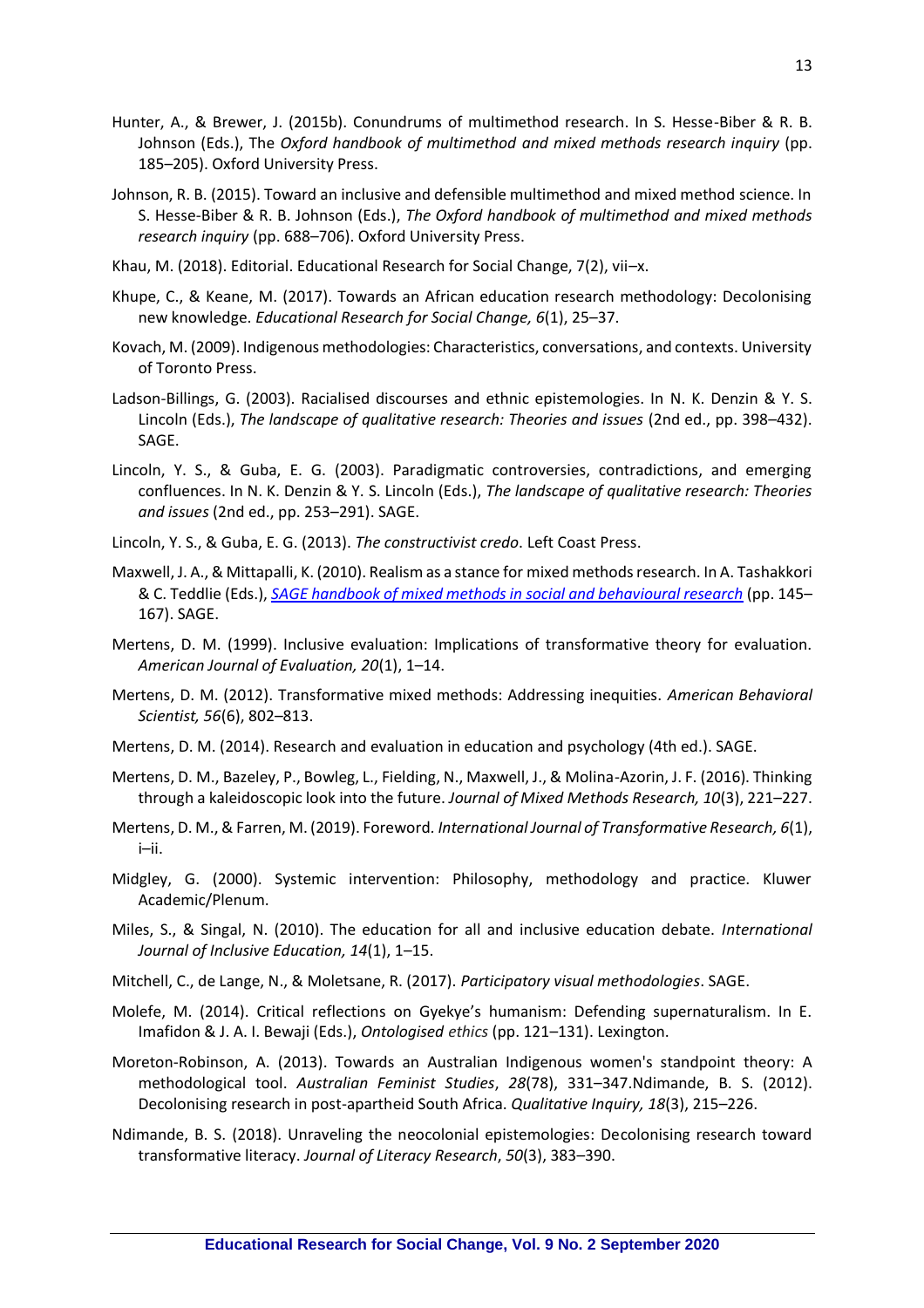Hunter, A., & Brewer, J. (2015b). Conundrums of multimethod research. In S. Hesse-Biber & R. B. Johnson (Eds.), The *Oxford handbook of multimethod and mixed methods research inquiry* (pp. 185–205). Oxford University Press.

Johnson, R. B. (2015). Toward an inclusive and defensible multimethod and mixed method science. In S. Hesse-Biber & R. B. Johnson (Eds.), *The Oxford handbook of multimethod and mixed methods research inquiry* (pp. 688–706). Oxford University Press.

Khau, M. (2018). Editorial. Educational Research for Social Change, 7(2), vii–x.

Khupe, C., & Keane, M. (2017). Towards an African education research methodology: Decolonising new knowledge. *Educational Research for Social Change, 6*(1), 25–37.

Kovach, M. (2009). Indigenous methodologies: Characteristics, conversations, and contexts. University of Toronto Press.

Ladson-Billings, G. (2003). Racialised discourses and ethnic epistemologies. In N. K. Denzin & Y. S. Lincoln (Eds.), *The landscape of qualitative research: Theories and issues* (2nd ed., pp. 398–432). SAGE.

Lincoln, Y. S., & Guba, E. G. (2003). Paradigmatic controversies, contradictions, and emerging confluences. In N. K. Denzin & Y. S. Lincoln (Eds.), *The landscape of qualitative research: Theories and issues* (2nd ed., pp. 253–291). SAGE.

Lincoln, Y. S., & Guba, E. G. (2013). *The constructivist credo*. Left Coast Press.

Maxwell, J. A., & Mittapalli, K. (2010). Realism as a stance for mixed methods research. In A. Tashakkori & C. Teddlie (Eds.), *SAGE handbook of mixed methods in social and behavioural research* (pp. 145–167). SAGE.

Mertens, D. M. (1999). Inclusive evaluation: Implications of transformative theory for evaluation. *American Journal of Evaluation, 20*(1), 1–14.

Mertens, D. M. (2012). Transformative mixed methods: Addressing inequities. *American Behavioral Scientist, 56*(6), 802–813.

Mertens, D. M. (2014). Research and evaluation in education and psychology (4th ed.). SAGE.

Mertens, D. M., Bazeley, P., Bowleg, L., Fielding, N., Maxwell, J., & Molina-Azorin, J. F. (2016). Thinking through a kaleidoscopic look into the future. *Journal of Mixed Methods Research, 10*(3), 221–227.

Mertens, D. M., & Farren, M. (2019). Foreword. *International Journal of Transformative Research, 6*(1), i–ii.

Midgley, G. (2000). Systemic intervention: Philosophy, methodology and practice. Kluwer Academic/Plenum.

Miles, S., & Singal, N. (2010). The education for all and inclusive education debate. *International Journal of Inclusive Education, 14*(1), 1–15.

Mitchell, C., de Lange, N., & Moletsane, R. (2017). *Participatory visual methodologies*. SAGE.

Molefe, M. (2014). Critical reflections on Gyekye's humanism: Defending supernaturalism. In E. Imafidon & J. A. I. Bewaji (Eds.), *Ontologised ethics* (pp. 121–131). Lexington.

Moreton-Robinson, A. (2013). Towards an Australian Indigenous women's standpoint theory: A methodological tool. *Australian Feminist Studies*, *28*(78), 331–347.Ndimande, B. S. (2012). Decolonising research in post-apartheid South Africa. *Qualitative Inquiry, 18*(3), 215–226.

Ndimande, B. S. (2018). Unraveling the neocolonial epistemologies: Decolonising research toward transformative literacy. *Journal of Literacy Research*, *50*(3), 383–390.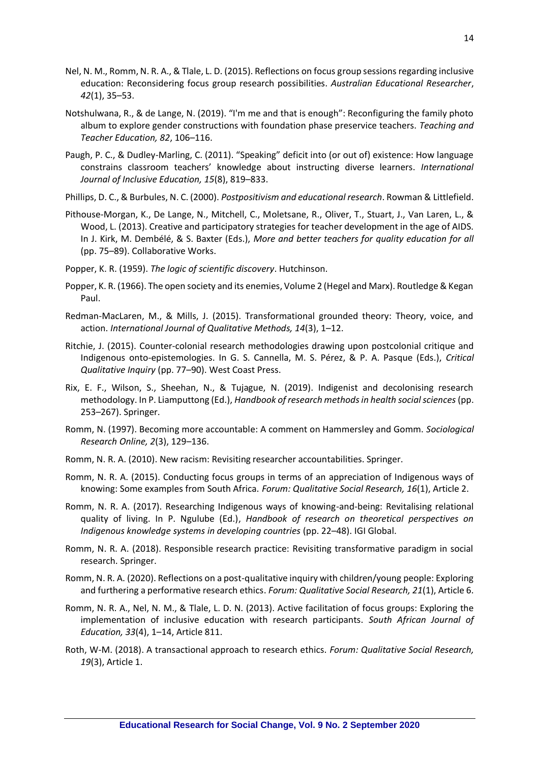Nel, N. M., Romm, N. R. A., & Tlale, L. D. (2015). Reflections on focus group sessions regarding inclusive education: Reconsidering focus group research possibilities. *Australian Educational Researcher*, *42*(1), 35–53.

Notshulwana, R., & de Lange, N. (2019). "I'm me and that is enough": Reconfiguring the family photo album to explore gender constructions with foundation phase preservice teachers. *Teaching and Teacher Education, 82*, 106–116.

Paugh, P. C., & Dudley-Marling, C. (2011). "Speaking" deficit into (or out of) existence: How language constrains classroom teachers' knowledge about instructing diverse learners. *International Journal of Inclusive Education, 15*(8), 819–833.

Phillips, D. C., & Burbules, N. C. (2000). *Postpositivism and educational research*. Rowman & Littlefield.

Pithouse-Morgan, K., De Lange, N., Mitchell, C., Moletsane, R., Oliver, T., Stuart, J., Van Laren, L., & Wood, L. (2013). Creative and participatory strategies for teacher development in the age of AIDS. In J. Kirk, M. Dembélé, & S. Baxter (Eds.), *More and better teachers for quality education for all* (pp. 75–89). Collaborative Works.

Popper, K. R. (1959). *The logic of scientific discovery*. Hutchinson.

Popper, K. R. (1966). The open society and its enemies, Volume 2 (Hegel and Marx). Routledge & Kegan Paul.

Redman-MacLaren, M., & Mills, J. (2015). Transformational grounded theory: Theory, voice, and action. *International Journal of Qualitative Methods, 14*(3), 1–12.

Ritchie, J. (2015). Counter-colonial research methodologies drawing upon postcolonial critique and Indigenous onto-epistemologies. In G. S. Cannella, M. S. Pérez, & P. A. Pasque (Eds.), *Critical Qualitative Inquiry* (pp. 77–90). West Coast Press.

Rix, E. F., Wilson, S., Sheehan, N., & Tujague, N. (2019). Indigenist and decolonising research methodology. In P. Liamputtong (Ed.), *Handbook of research methods in health social sciences* (pp. 253–267). Springer.

Romm, N. (1997). Becoming more accountable: A comment on Hammersley and Gomm. *Sociological Research Online, 2*(3), 129–136.

Romm, N. R. A. (2010). New racism: Revisiting researcher accountabilities. Springer.

Romm, N. R. A. (2015). Conducting focus groups in terms of an appreciation of Indigenous ways of knowing: Some examples from South Africa. *Forum: Qualitative Social Research, 16*(1), Article 2.

Romm, N. R. A. (2017). Researching Indigenous ways of knowing-and-being: Revitalising relational quality of living. In P. Ngulube (Ed.), *Handbook of research on theoretical perspectives on Indigenous knowledge systems in developing countries* (pp. 22–48). IGI Global.

Romm, N. R. A. (2018). Responsible research practice: Revisiting transformative paradigm in social research. Springer.

Romm, N. R. A. (2020). Reflections on a post-qualitative inquiry with children/young people: Exploring and furthering a performative research ethics. *Forum: Qualitative Social Research, 21*(1), Article 6.

Romm, N. R. A., Nel, N. M., & Tlale, L. D. N. (2013). Active facilitation of focus groups: Exploring the implementation of inclusive education with research participants. *South African Journal of Education, 33*(4), 1–14, Article 811.

Roth, W-M. (2018). A transactional approach to research ethics. *Forum: Qualitative Social Research, 19*(3), Article 1.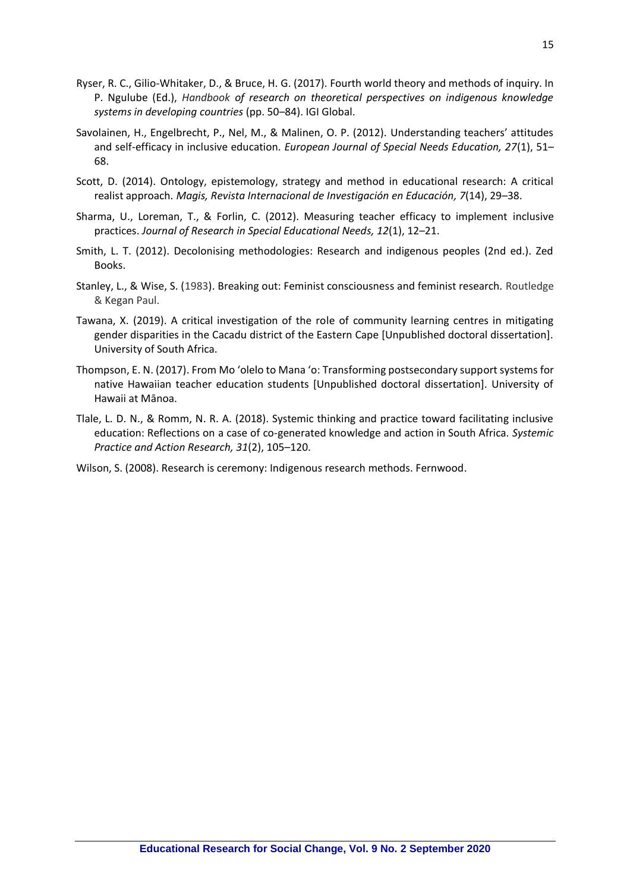Ryser, R. C., Gilio-Whitaker, D., & Bruce, H. G. (2017). Fourth world theory and methods of inquiry. In P. Ngulube (Ed.), *Handbook of research on theoretical perspectives on indigenous knowledge systems in developing countries* (pp. 50–84). IGI Global.

Savolainen, H., Engelbrecht, P., Nel, M., & Malinen, O. P. (2012). Understanding teachers' attitudes and self-efficacy in inclusive education. *European Journal of Special Needs Education, 27*(1), 51–68.

Scott, D. (2014). Ontology, epistemology, strategy and method in educational research: A critical realist approach. *Magis, Revista Internacional de Investigación en Educación, 7*(14), 29–38.

Sharma, U., Loreman, T., & Forlin, C. (2012). Measuring teacher efficacy to implement inclusive practices. *Journal of Research in Special Educational Needs, 12*(1), 12–21.

Smith, L. T. (2012). Decolonising methodologies: Research and indigenous peoples (2nd ed.). Zed Books.

Stanley, L., & Wise, S. (1983). Breaking out: Feminist consciousness and feminist research. Routledge & Kegan Paul.

Tawana, X. (2019). A critical investigation of the role of community learning centres in mitigating gender disparities in the Cacadu district of the Eastern Cape [Unpublished doctoral dissertation]. University of South Africa.

Thompson, E. N. (2017). From Mo 'olelo to Mana 'o: Transforming postsecondary support systems for native Hawaiian teacher education students [Unpublished doctoral dissertation]. University of Hawaii at Mānoa.

Tlale, L. D. N., & Romm, N. R. A. (2018). Systemic thinking and practice toward facilitating inclusive education: Reflections on a case of co-generated knowledge and action in South Africa. *Systemic Practice and Action Research, 31*(2), 105–120.

Wilson, S. (2008). Research is ceremony: Indigenous research methods. Fernwood.